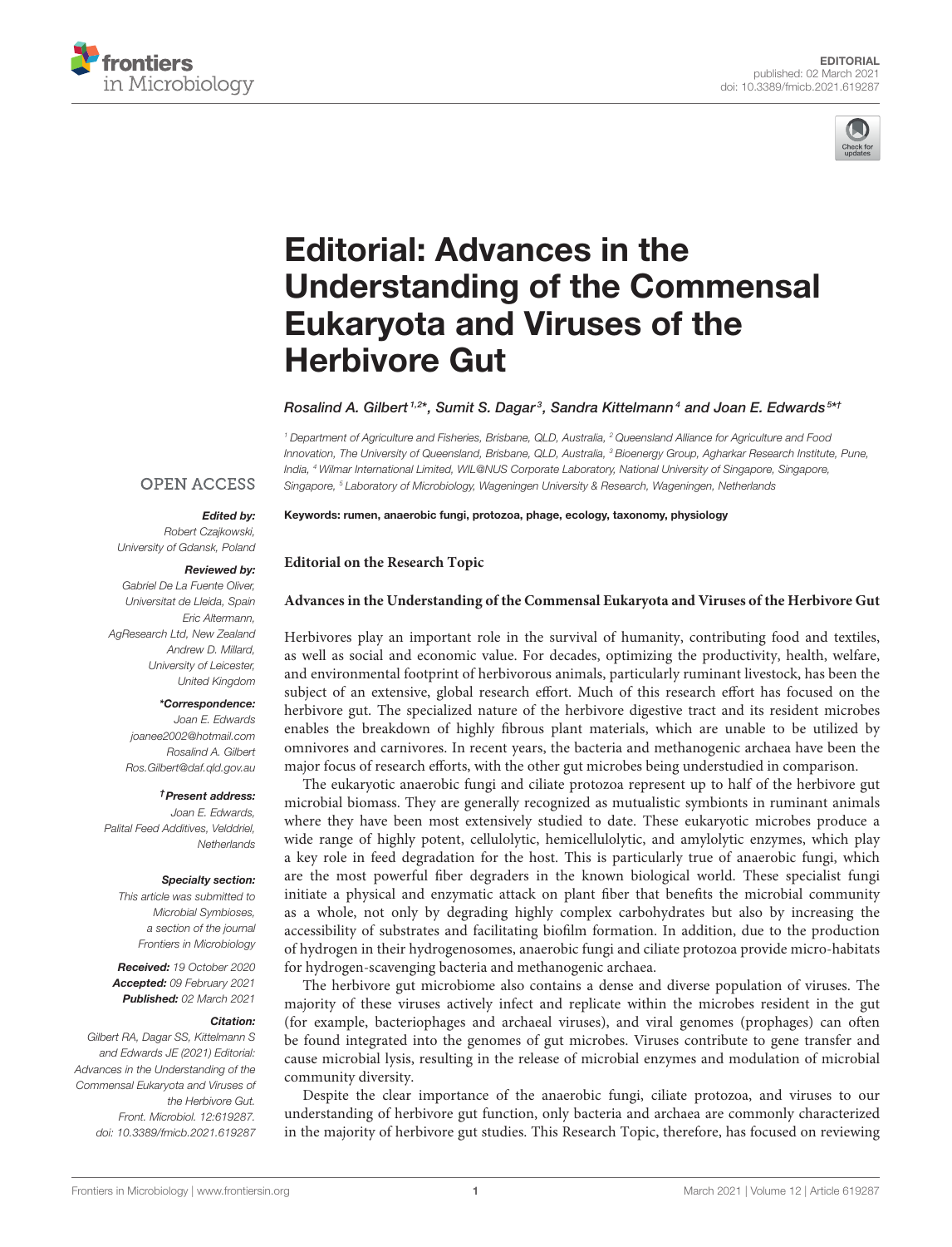EDITORIAL
published: 02 March 2021
doi: 10.3389/fmicb.2021.619287

# Editorial: Advances in the Understanding of the Commensal Eukaryota and Viruses of the Herbivore Gut

*Rosalind A. Gilbert[1,2]\*, Sumit S. Dagar[3], Sandra Kittelmann[4] and Joan E. Edwards[5]\*†*

[1] Department of Agriculture and Fisheries, Brisbane, QLD, Australia, [2] Queensland Alliance for Agriculture and Food Innovation, The University of Queensland, Brisbane, QLD, Australia, [3] Bioenergy Group, Agharkar Research Institute, Pune, India, [4] Wilmar International Limited, WIL@NUS Corporate Laboratory, National University of Singapore, Singapore, Singapore, [5] Laboratory of Microbiology, Wageningen University & Research, Wageningen, Netherlands

OPEN ACCESS

***Edited by:***
Robert Czajkowski,
University of Gdansk, Poland

***Reviewed by:***
Gabriel De La Fuente Oliver,
Universitat de Lleida, Spain
Eric Altermann,
AgResearch Ltd, New Zealand
Andrew D. Millard,
University of Leicester,
United Kingdom

***\*Correspondence:***
Joan E. Edwards
joanee2002@hotmail.com
Rosalind A. Gilbert
Ros.Gilbert@daf.qld.gov.au

***†Present address:***
Joan E. Edwards,
Palital Feed Additives, Velddriel,
Netherlands

***Specialty section:***
This article was submitted to
Microbial Symbioses,
a section of the journal
Frontiers in Microbiology

***Received:*** 19 October 2020
***Accepted:*** 09 February 2021
***Published:*** 02 March 2021

***Citation:***
Gilbert RA, Dagar SS, Kittelmann S and Edwards JE (2021) Editorial: Advances in the Understanding of the Commensal Eukaryota and Viruses of the Herbivore Gut. Front. Microbiol. 12:619287. doi: 10.3389/fmicb.2021.619287

**Keywords: rumen, anaerobic fungi, protozoa, phage, ecology, taxonomy, physiology**

**Editorial on the Research Topic**

**Advances in the Understanding of the Commensal Eukaryota and Viruses of the Herbivore Gut**

Herbivores play an important role in the survival of humanity, contributing food and textiles, as well as social and economic value. For decades, optimizing the productivity, health, welfare, and environmental footprint of herbivorous animals, particularly ruminant livestock, has been the subject of an extensive, global research effort. Much of this research effort has focused on the herbivore gut. The specialized nature of the herbivore digestive tract and its resident microbes enables the breakdown of highly fibrous plant materials, which are unable to be utilized by omnivores and carnivores. In recent years, the bacteria and methanogenic archaea have been the major focus of research efforts, with the other gut microbes being understudied in comparison.

The eukaryotic anaerobic fungi and ciliate protozoa represent up to half of the herbivore gut microbial biomass. They are generally recognized as mutualistic symbionts in ruminant animals where they have been most extensively studied to date. These eukaryotic microbes produce a wide range of highly potent, cellulolytic, hemicellulolytic, and amylolytic enzymes, which play a key role in feed degradation for the host. This is particularly true of anaerobic fungi, which are the most powerful fiber degraders in the known biological world. These specialist fungi initiate a physical and enzymatic attack on plant fiber that benefits the microbial community as a whole, not only by degrading highly complex carbohydrates but also by increasing the accessibility of substrates and facilitating biofilm formation. In addition, due to the production of hydrogen in their hydrogenosomes, anaerobic fungi and ciliate protozoa provide micro-habitats for hydrogen-scavenging bacteria and methanogenic archaea.

The herbivore gut microbiome also contains a dense and diverse population of viruses. The majority of these viruses actively infect and replicate within the microbes resident in the gut (for example, bacteriophages and archaeal viruses), and viral genomes (prophages) can often be found integrated into the genomes of gut microbes. Viruses contribute to gene transfer and cause microbial lysis, resulting in the release of microbial enzymes and modulation of microbial community diversity.

Despite the clear importance of the anaerobic fungi, ciliate protozoa, and viruses to our understanding of herbivore gut function, only bacteria and archaea are commonly characterized in the majority of herbivore gut studies. This Research Topic, therefore, has focused on reviewing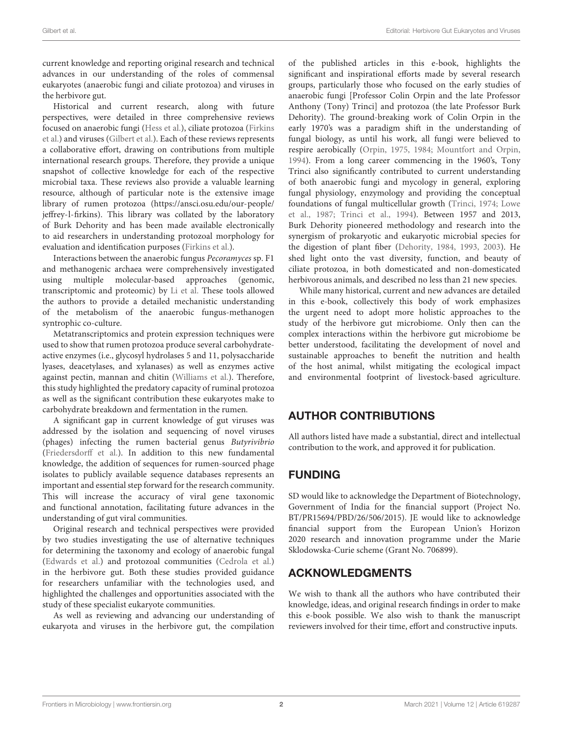current knowledge and reporting original research and technical advances in our understanding of the roles of commensal eukaryotes (anaerobic fungi and ciliate protozoa) and viruses in the herbivore gut.

Historical and current research, along with future perspectives, were detailed in three comprehensive reviews focused on anaerobic fungi (Hess et al.), ciliate protozoa (Firkins et al.) and viruses (Gilbert et al.). Each of these reviews represents a collaborative effort, drawing on contributions from multiple international research groups. Therefore, they provide a unique snapshot of collective knowledge for each of the respective microbial taxa. These reviews also provide a valuable learning resource, although of particular note is the extensive image library of rumen protozoa (https://ansci.osu.edu/our-people/jeffrey-l-firkins). This library was collated by the laboratory of Burk Dehority and has been made available electronically to aid researchers in understanding protozoal morphology for evaluation and identification purposes (Firkins et al.).

Interactions between the anaerobic fungus *Pecoramyces* sp. F1 and methanogenic archaea were comprehensively investigated using multiple molecular-based approaches (genomic, transcriptomic and proteomic) by Li et al. These tools allowed the authors to provide a detailed mechanistic understanding of the metabolism of the anaerobic fungus-methanogen syntrophic co-culture.

Metatranscriptomics and protein expression techniques were used to show that rumen protozoa produce several carbohydrate-active enzymes (i.e., glycosyl hydrolases 5 and 11, polysaccharide lyases, deacetylases, and xylanases) as well as enzymes active against pectin, mannan and chitin (Williams et al.). Therefore, this study highlighted the predatory capacity of ruminal protozoa as well as the significant contribution these eukaryotes make to carbohydrate breakdown and fermentation in the rumen.

A significant gap in current knowledge of gut viruses was addressed by the isolation and sequencing of novel viruses (phages) infecting the rumen bacterial genus *Butyrivibrio* (Friedersdorff et al.). In addition to this new fundamental knowledge, the addition of sequences for rumen-sourced phage isolates to publicly available sequence databases represents an important and essential step forward for the research community. This will increase the accuracy of viral gene taxonomic and functional annotation, facilitating future advances in the understanding of gut viral communities.

Original research and technical perspectives were provided by two studies investigating the use of alternative techniques for determining the taxonomy and ecology of anaerobic fungal (Edwards et al.) and protozoal communities (Cedrola et al.) in the herbivore gut. Both these studies provided guidance for researchers unfamiliar with the technologies used, and highlighted the challenges and opportunities associated with the study of these specialist eukaryote communities.

As well as reviewing and advancing our understanding of eukaryota and viruses in the herbivore gut, the compilation of the published articles in this e-book, highlights the significant and inspirational efforts made by several research groups, particularly those who focused on the early studies of anaerobic fungi [Professor Colin Orpin and the late Professor Anthony (Tony) Trinci] and protozoa (the late Professor Burk Dehority). The ground-breaking work of Colin Orpin in the early 1970's was a paradigm shift in the understanding of fungal biology, as until his work, all fungi were believed to respire aerobically (Orpin, 1975, 1984; Mountfort and Orpin, 1994). From a long career commencing in the 1960's, Tony Trinci also significantly contributed to current understanding of both anaerobic fungi and mycology in general, exploring fungal physiology, enzymology and providing the conceptual foundations of fungal multicellular growth (Trinci, 1974; Lowe et al., 1987; Trinci et al., 1994). Between 1957 and 2013, Burk Dehority pioneered methodology and research into the synergism of prokaryotic and eukaryotic microbial species for the digestion of plant fiber (Dehority, 1984, 1993, 2003). He shed light onto the vast diversity, function, and beauty of ciliate protozoa, in both domesticated and non-domesticated herbivorous animals, and described no less than 21 new species.

While many historical, current and new advances are detailed in this e-book, collectively this body of work emphasizes the urgent need to adopt more holistic approaches to the study of the herbivore gut microbiome. Only then can the complex interactions within the herbivore gut microbiome be better understood, facilitating the development of novel and sustainable approaches to benefit the nutrition and health of the host animal, whilst mitigating the ecological impact and environmental footprint of livestock-based agriculture.

## AUTHOR CONTRIBUTIONS

All authors listed have made a substantial, direct and intellectual contribution to the work, and approved it for publication.

## FUNDING

SD would like to acknowledge the Department of Biotechnology, Government of India for the financial support (Project No. BT/PR15694/PBD/26/506/2015). JE would like to acknowledge financial support from the European Union's Horizon 2020 research and innovation programme under the Marie Sklodowska-Curie scheme (Grant No. 706899).

## ACKNOWLEDGMENTS

We wish to thank all the authors who have contributed their knowledge, ideas, and original research findings in order to make this e-book possible. We also wish to thank the manuscript reviewers involved for their time, effort and constructive inputs.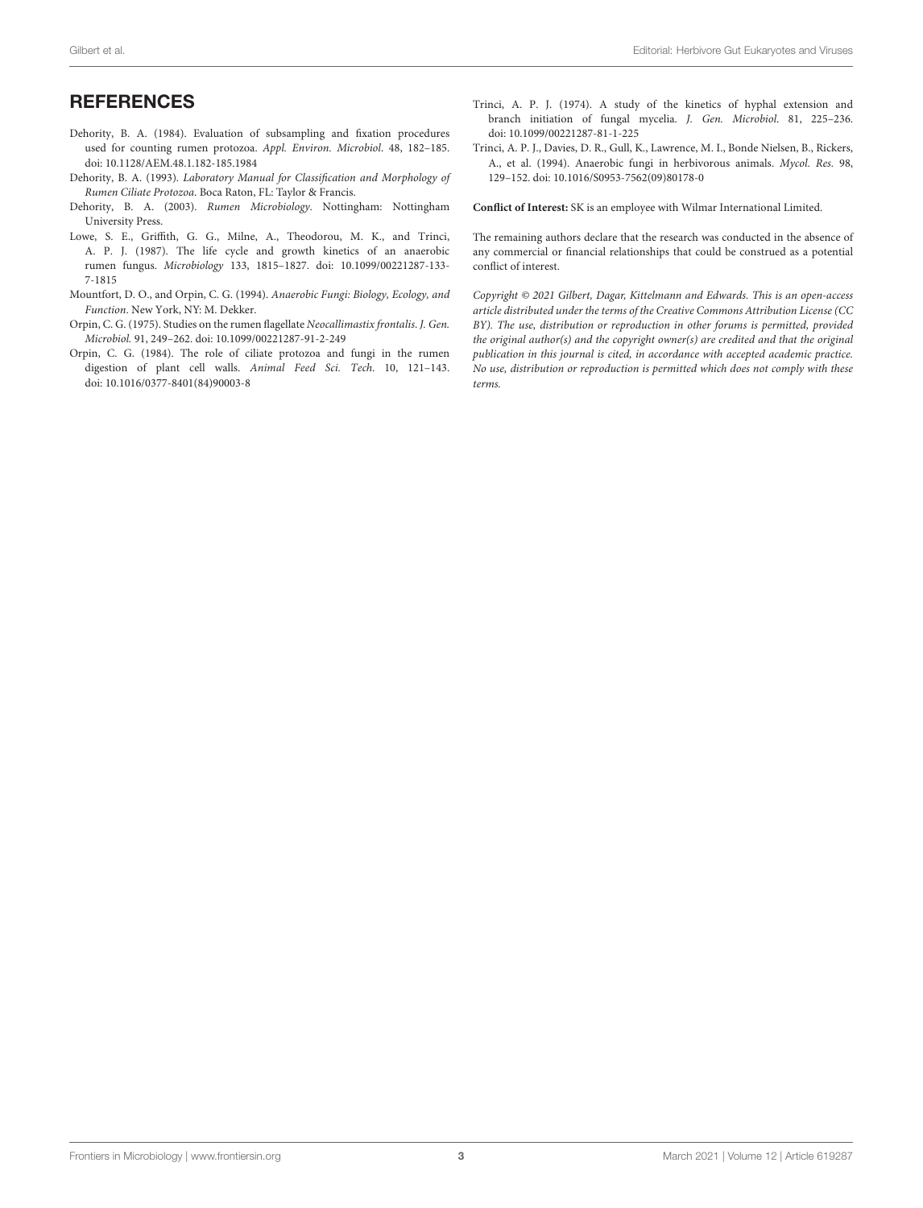## REFERENCES

Dehority, B. A. (1984). Evaluation of subsampling and fixation procedures used for counting rumen protozoa. *Appl. Environ. Microbiol.* 48, 182–185. doi: 10.1128/AEM.48.1.182-185.1984

Dehority, B. A. (1993). *Laboratory Manual for Classification and Morphology of Rumen Ciliate Protozoa*. Boca Raton, FL: Taylor & Francis.

Dehority, B. A. (2003). *Rumen Microbiology*. Nottingham: Nottingham University Press.

Lowe, S. E., Griffith, G. G., Milne, A., Theodorou, M. K., and Trinci, A. P. J. (1987). The life cycle and growth kinetics of an anaerobic rumen fungus. *Microbiology* 133, 1815–1827. doi: 10.1099/00221287-133-7-1815

Mountfort, D. O., and Orpin, C. G. (1994). *Anaerobic Fungi: Biology, Ecology, and Function*. New York, NY: M. Dekker.

Orpin, C. G. (1975). Studies on the rumen flagellate *Neocallimastix frontalis*. *J. Gen. Microbiol.* 91, 249–262. doi: 10.1099/00221287-91-2-249

Orpin, C. G. (1984). The role of ciliate protozoa and fungi in the rumen digestion of plant cell walls. *Animal Feed Sci. Tech.* 10, 121–143. doi: 10.1016/0377-8401(84)90003-8

Trinci, A. P. J. (1974). A study of the kinetics of hyphal extension and branch initiation of fungal mycelia. *J. Gen. Microbiol.* 81, 225–236. doi: 10.1099/00221287-81-1-225

Trinci, A. P. J., Davies, D. R., Gull, K., Lawrence, M. I., Bonde Nielsen, B., Rickers, A., et al. (1994). Anaerobic fungi in herbivorous animals. *Mycol. Res.* 98, 129–152. doi: 10.1016/S0953-7562(09)80178-0

**Conflict of Interest:** SK is an employee with Wilmar International Limited.

The remaining authors declare that the research was conducted in the absence of any commercial or financial relationships that could be construed as a potential conflict of interest.

*Copyright © 2021 Gilbert, Dagar, Kittelmann and Edwards. This is an open-access article distributed under the terms of the Creative Commons Attribution License (CC BY). The use, distribution or reproduction in other forums is permitted, provided the original author(s) and the copyright owner(s) are credited and that the original publication in this journal is cited, in accordance with accepted academic practice. No use, distribution or reproduction is permitted which does not comply with these terms.*